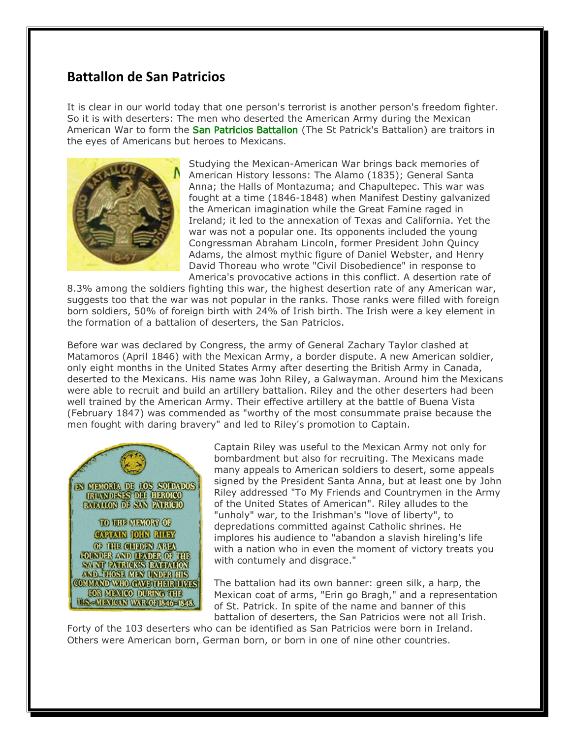## Battallon de San Patricios

It is clear in our world today that one person's terrorist is another person's freedom fighter. So it is with deserters: The men who deserted the American Army during the Mexican American War to form the San Patricios Battalion (The St Patrick's Battalion) are traitors in the eyes of Americans but heroes to Mexicans.

Studying the Mexican-American War brings back memories of American History lessons: The Alamo (1835); General Santa Anna; the Halls of Montazuma; and Chapultepec. This war was fought at a time (1846-1848) when Manifest Destiny galvanized the American imagination while the Great Famine raged in Ireland; it led to the annexation of Texas and California. Yet the war was not a popular one. Its opponents included the young Congressman Abraham Lincoln, former President John Quincy Adams, the almost mythic figure of Daniel Webster, and Henry David Thoreau who wrote "Civil Disobedience" in response to America's provocative actions in this conflict. A desertion rate of 8.3% among the soldiers fighting this war, the highest desertion rate of any American war, suggests too that the war was not popular in the ranks. Those ranks were filled with foreign born soldiers, 50% of foreign birth with 24% of Irish birth. The Irish were a key element in the formation of a battalion of deserters, the San Patricios.

Before war was declared by Congress, the army of General Zachary Taylor clashed at Matamoros (April 1846) with the Mexican Army, a border dispute. A new American soldier, only eight months in the United States Army after deserting the British Army in Canada, deserted to the Mexicans. His name was John Riley, a Galwayman. Around him the Mexicans were able to recruit and build an artillery battalion. Riley and the other deserters had been well trained by the American Army. Their effective artillery at the battle of Buena Vista (February 1847) was commended as "worthy of the most consummate praise because the men fought with daring bravery" and led to Riley's promotion to Captain.

Captain Riley was useful to the Mexican Army not only for bombardment but also for recruiting. The Mexicans made many appeals to American soldiers to desert, some appeals signed by the President Santa Anna, but at least one by John Riley addressed "To My Friends and Countrymen in the Army of the United States of American". Riley alludes to the "unholy" war, to the Irishman's "love of liberty", to depredations committed against Catholic shrines. He implores his audience to "abandon a slavish hireling's life with a nation who in even the moment of victory treats you with contumely and disgrace."

The battalion had its own banner: green silk, a harp, the Mexican coat of arms, "Erin go Bragh," and a representation of St. Patrick. In spite of the name and banner of this battalion of deserters, the San Patricios were not all Irish. Forty of the 103 deserters who can be identified as San Patricios were born in Ireland. Others were American born, German born, or born in one of nine other countries.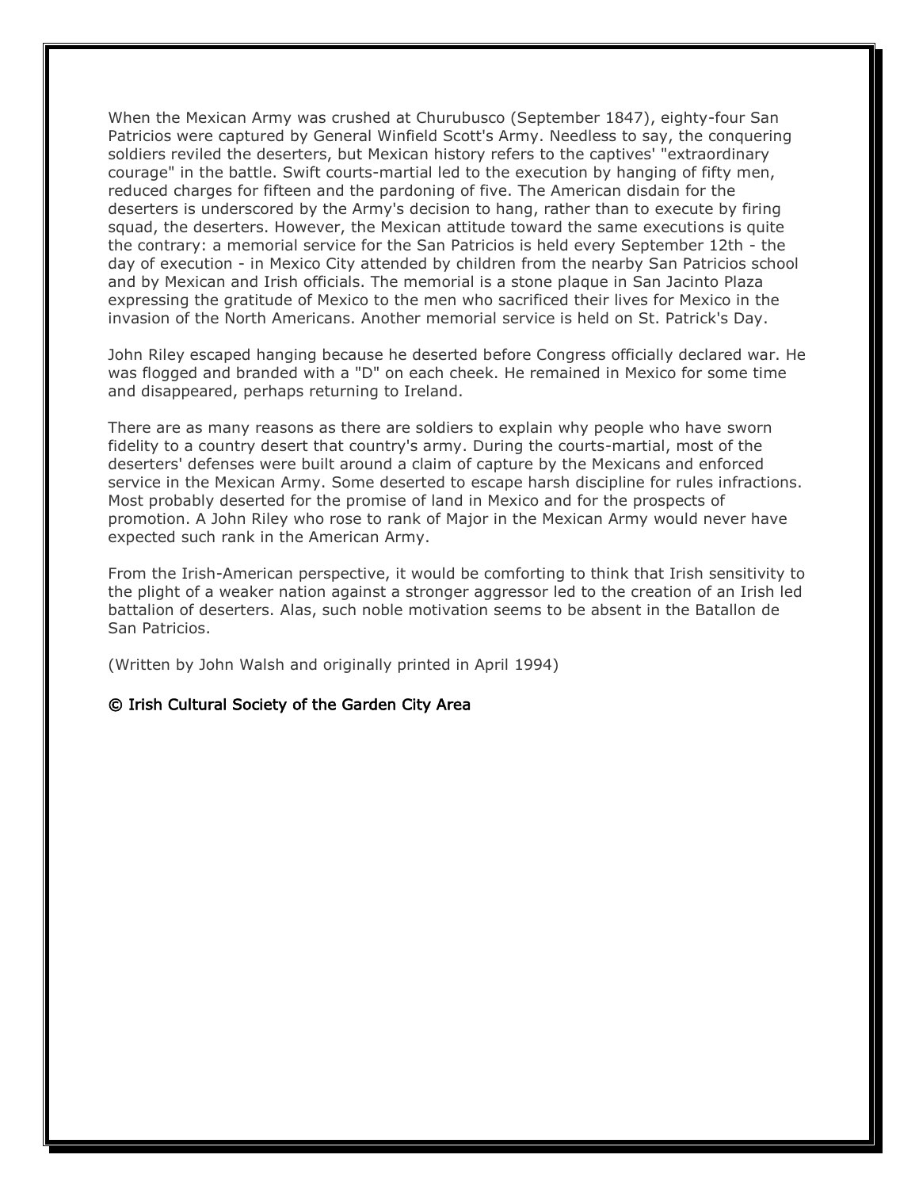When the Mexican Army was crushed at Churubusco (September 1847), eighty-four San Patricios were captured by General Winfield Scott's Army. Needless to say, the conquering soldiers reviled the deserters, but Mexican history refers to the captives' "extraordinary courage" in the battle. Swift courts-martial led to the execution by hanging of fifty men, reduced charges for fifteen and the pardoning of five. The American disdain for the deserters is underscored by the Army's decision to hang, rather than to execute by firing squad, the deserters. However, the Mexican attitude toward the same executions is quite the contrary: a memorial service for the San Patricios is held every September 12th - the day of execution - in Mexico City attended by children from the nearby San Patricios school and by Mexican and Irish officials. The memorial is a stone plaque in San Jacinto Plaza expressing the gratitude of Mexico to the men who sacrificed their lives for Mexico in the invasion of the North Americans. Another memorial service is held on St. Patrick's Day.

John Riley escaped hanging because he deserted before Congress officially declared war. He was flogged and branded with a "D" on each cheek. He remained in Mexico for some time and disappeared, perhaps returning to Ireland.

There are as many reasons as there are soldiers to explain why people who have sworn fidelity to a country desert that country's army. During the courts-martial, most of the deserters' defenses were built around a claim of capture by the Mexicans and enforced service in the Mexican Army. Some deserted to escape harsh discipline for rules infractions. Most probably deserted for the promise of land in Mexico and for the prospects of promotion. A John Riley who rose to rank of Major in the Mexican Army would never have expected such rank in the American Army.

From the Irish-American perspective, it would be comforting to think that Irish sensitivity to the plight of a weaker nation against a stronger aggressor led to the creation of an Irish led battalion of deserters. Alas, such noble motivation seems to be absent in the Batallon de San Patricios.

(Written by John Walsh and originally printed in April 1994)

© Irish Cultural Society of the Garden City Area